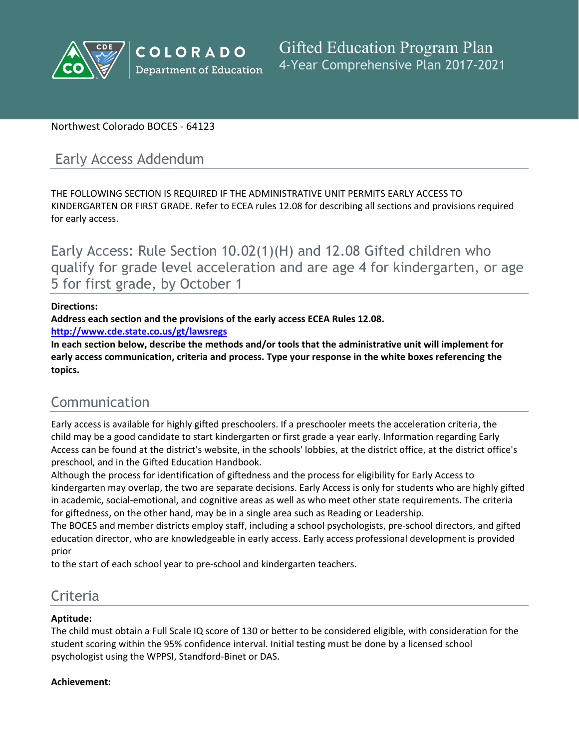# Gifted Education Program Plan

4-Year Comprehensive Plan 2017-2021

Northwest Colorado BOCES - 64123

## Early Access Addendum

THE FOLLOWING SECTION IS REQUIRED IF THE ADMINISTRATIVE UNIT PERMITS EARLY ACCESS TO KINDERGARTEN OR FIRST GRADE. Refer to ECEA rules 12.08 for describing all sections and provisions required for early access.

## Early Access: Rule Section 10.02(1)(H) and 12.08 Gifted children who qualify for grade level acceleration and are age 4 for kindergarten, or age 5 for first grade, by October 1

**Directions:**
**Address each section and the provisions of the early access ECEA Rules 12.08.**
**http://www.cde.state.co.us/gt/lawsregs**
**In each section below, describe the methods and/or tools that the administrative unit will implement for early access communication, criteria and process. Type your response in the white boxes referencing the topics.**

## Communication

Early access is available for highly gifted preschoolers. If a preschooler meets the acceleration criteria, the child may be a good candidate to start kindergarten or first grade a year early. Information regarding Early Access can be found at the district's website, in the schools' lobbies, at the district office, at the district office's preschool, and in the Gifted Education Handbook.

Although the process for identification of giftedness and the process for eligibility for Early Access to kindergarten may overlap, the two are separate decisions. Early Access is only for students who are highly gifted in academic, social-emotional, and cognitive areas as well as who meet other state requirements. The criteria for giftedness, on the other hand, may be in a single area such as Reading or Leadership.

The BOCES and member districts employ staff, including a school psychologists, pre-school directors, and gifted education director, who are knowledgeable in early access. Early access professional development is provided prior
to the start of each school year to pre-school and kindergarten teachers.

## Criteria

**Aptitude:**

The child must obtain a Full Scale IQ score of 130 or better to be considered eligible, with consideration for the student scoring within the 95% confidence interval. Initial testing must be done by a licensed school psychologist using the WPPSI, Standford-Binet or DAS.

**Achievement:**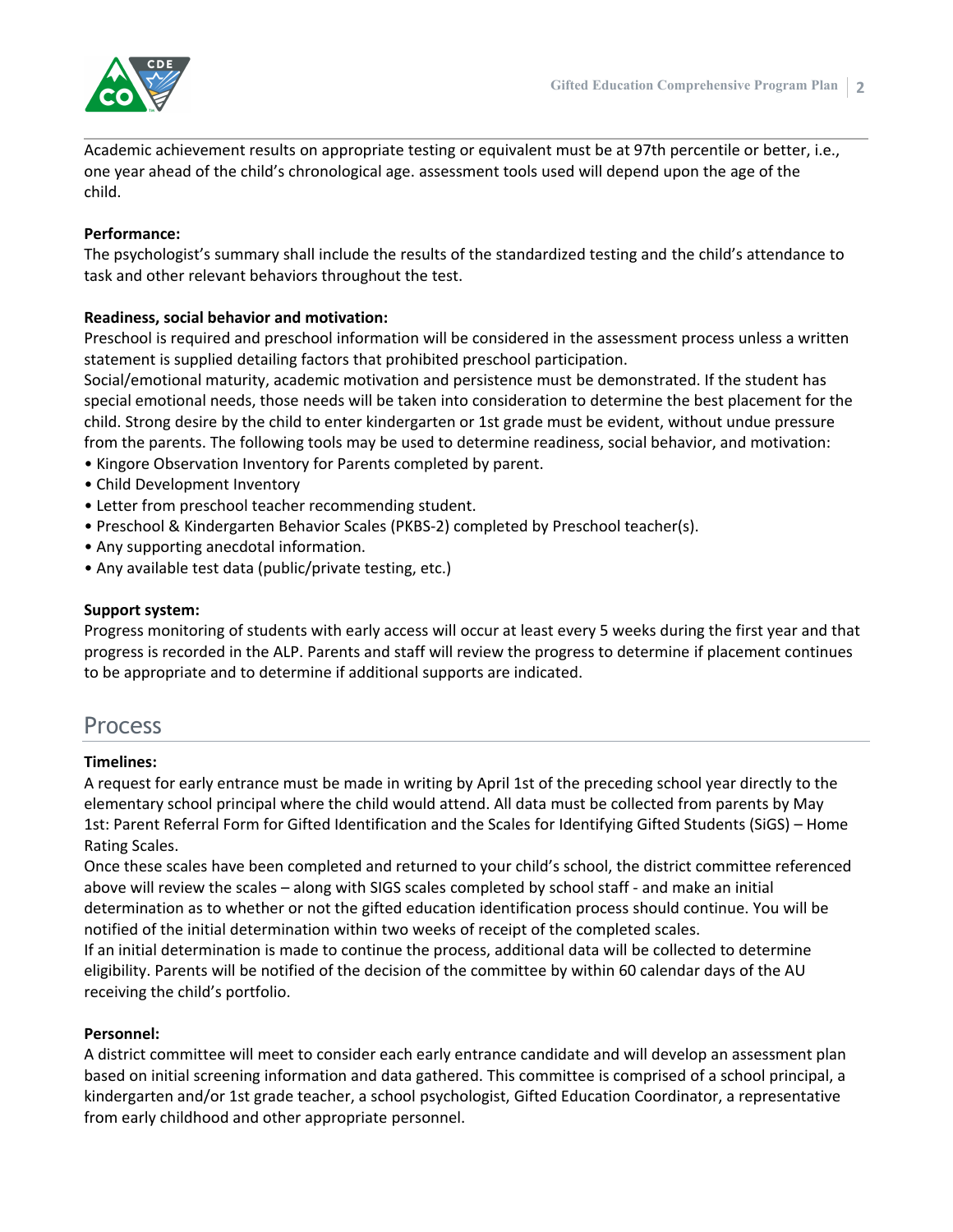Academic achievement results on appropriate testing or equivalent must be at 97th percentile or better, i.e., one year ahead of the child's chronological age. assessment tools used will depend upon the age of the child.

**Performance:**
The psychologist's summary shall include the results of the standardized testing and the child's attendance to task and other relevant behaviors throughout the test.

**Readiness, social behavior and motivation:**
Preschool is required and preschool information will be considered in the assessment process unless a written statement is supplied detailing factors that prohibited preschool participation.
Social/emotional maturity, academic motivation and persistence must be demonstrated. If the student has special emotional needs, those needs will be taken into consideration to determine the best placement for the child. Strong desire by the child to enter kindergarten or 1st grade must be evident, without undue pressure from the parents. The following tools may be used to determine readiness, social behavior, and motivation:

- Kingore Observation Inventory for Parents completed by parent.
- Child Development Inventory
- Letter from preschool teacher recommending student.
- Preschool & Kindergarten Behavior Scales (PKBS-2) completed by Preschool teacher(s).
- Any supporting anecdotal information.
- Any available test data (public/private testing, etc.)

**Support system:**
Progress monitoring of students with early access will occur at least every 5 weeks during the first year and that progress is recorded in the ALP. Parents and staff will review the progress to determine if placement continues to be appropriate and to determine if additional supports are indicated.

## Process

**Timelines:**
A request for early entrance must be made in writing by April 1st of the preceding school year directly to the elementary school principal where the child would attend. All data must be collected from parents by May 1st: Parent Referral Form for Gifted Identification and the Scales for Identifying Gifted Students (SiGS) – Home Rating Scales.
Once these scales have been completed and returned to your child's school, the district committee referenced above will review the scales – along with SIGS scales completed by school staff - and make an initial determination as to whether or not the gifted education identification process should continue. You will be notified of the initial determination within two weeks of receipt of the completed scales.
If an initial determination is made to continue the process, additional data will be collected to determine eligibility. Parents will be notified of the decision of the committee by within 60 calendar days of the AU receiving the child's portfolio.

**Personnel:**
A district committee will meet to consider each early entrance candidate and will develop an assessment plan based on initial screening information and data gathered. This committee is comprised of a school principal, a kindergarten and/or 1st grade teacher, a school psychologist, Gifted Education Coordinator, a representative from early childhood and other appropriate personnel.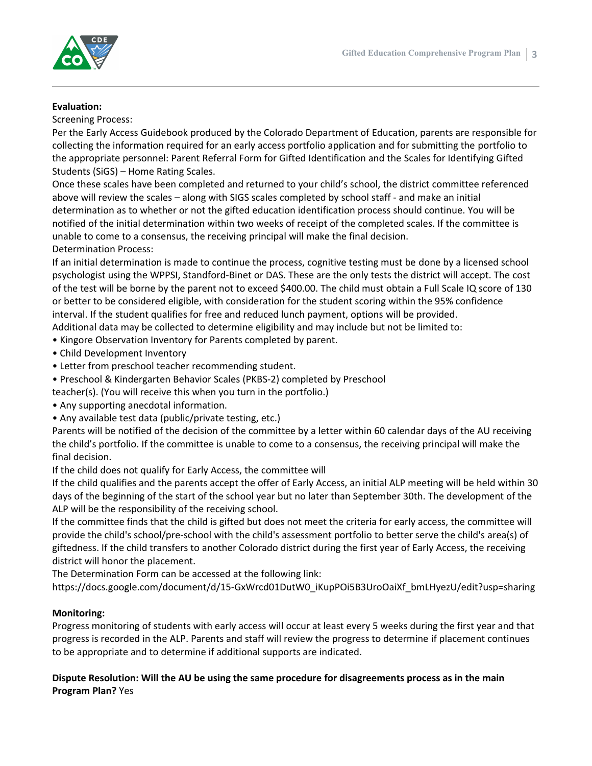**Evaluation:**

Screening Process:

Per the Early Access Guidebook produced by the Colorado Department of Education, parents are responsible for collecting the information required for an early access portfolio application and for submitting the portfolio to the appropriate personnel: Parent Referral Form for Gifted Identification and the Scales for Identifying Gifted Students (SiGS) – Home Rating Scales.

Once these scales have been completed and returned to your child's school, the district committee referenced above will review the scales – along with SIGS scales completed by school staff - and make an initial determination as to whether or not the gifted education identification process should continue. You will be notified of the initial determination within two weeks of receipt of the completed scales. If the committee is unable to come to a consensus, the receiving principal will make the final decision.

Determination Process:

If an initial determination is made to continue the process, cognitive testing must be done by a licensed school psychologist using the WPPSI, Standford-Binet or DAS. These are the only tests the district will accept. The cost of the test will be borne by the parent not to exceed $400.00. The child must obtain a Full Scale IQ score of 130 or better to be considered eligible, with consideration for the student scoring within the 95% confidence interval. If the student qualifies for free and reduced lunch payment, options will be provided.

Additional data may be collected to determine eligibility and may include but not be limited to:

- Kingore Observation Inventory for Parents completed by parent.
- Child Development Inventory
- Letter from preschool teacher recommending student.
- Preschool & Kindergarten Behavior Scales (PKBS-2) completed by Preschool teacher(s). (You will receive this when you turn in the portfolio.)
- Any supporting anecdotal information.
- Any available test data (public/private testing, etc.)

Parents will be notified of the decision of the committee by a letter within 60 calendar days of the AU receiving the child's portfolio. If the committee is unable to come to a consensus, the receiving principal will make the final decision.

If the child does not qualify for Early Access, the committee will

If the child qualifies and the parents accept the offer of Early Access, an initial ALP meeting will be held within 30 days of the beginning of the start of the school year but no later than September 30th. The development of the ALP will be the responsibility of the receiving school.

If the committee finds that the child is gifted but does not meet the criteria for early access, the committee will provide the child's school/pre-school with the child's assessment portfolio to better serve the child's area(s) of giftedness. If the child transfers to another Colorado district during the first year of Early Access, the receiving district will honor the placement.

The Determination Form can be accessed at the following link:

https://docs.google.com/document/d/15-GxWrcd01DutW0_iKupPOi5B3UroOaiXf_bmLHyezU/edit?usp=sharing

**Monitoring:**

Progress monitoring of students with early access will occur at least every 5 weeks during the first year and that progress is recorded in the ALP. Parents and staff will review the progress to determine if placement continues to be appropriate and to determine if additional supports are indicated.

**Dispute Resolution: Will the AU be using the same procedure for disagreements process as in the main Program Plan?** Yes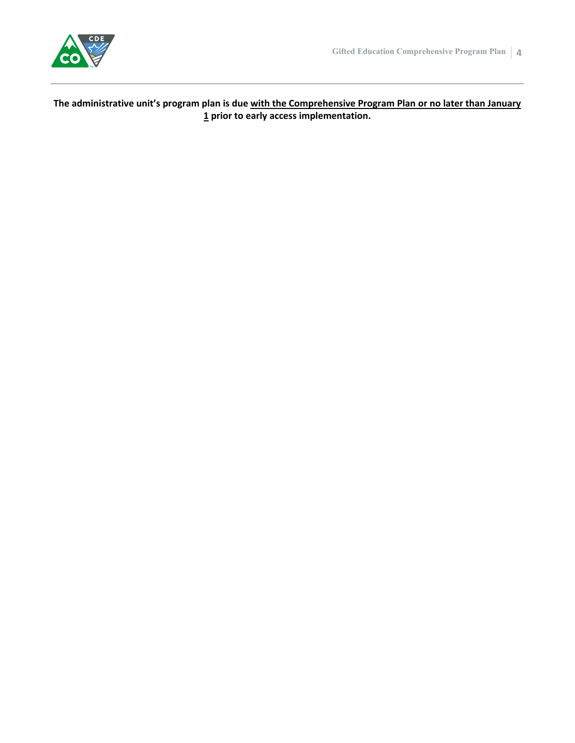**The administrative unit's program plan is due <u>with the Comprehensive Program Plan or no later than January 1</u> prior to early access implementation.**